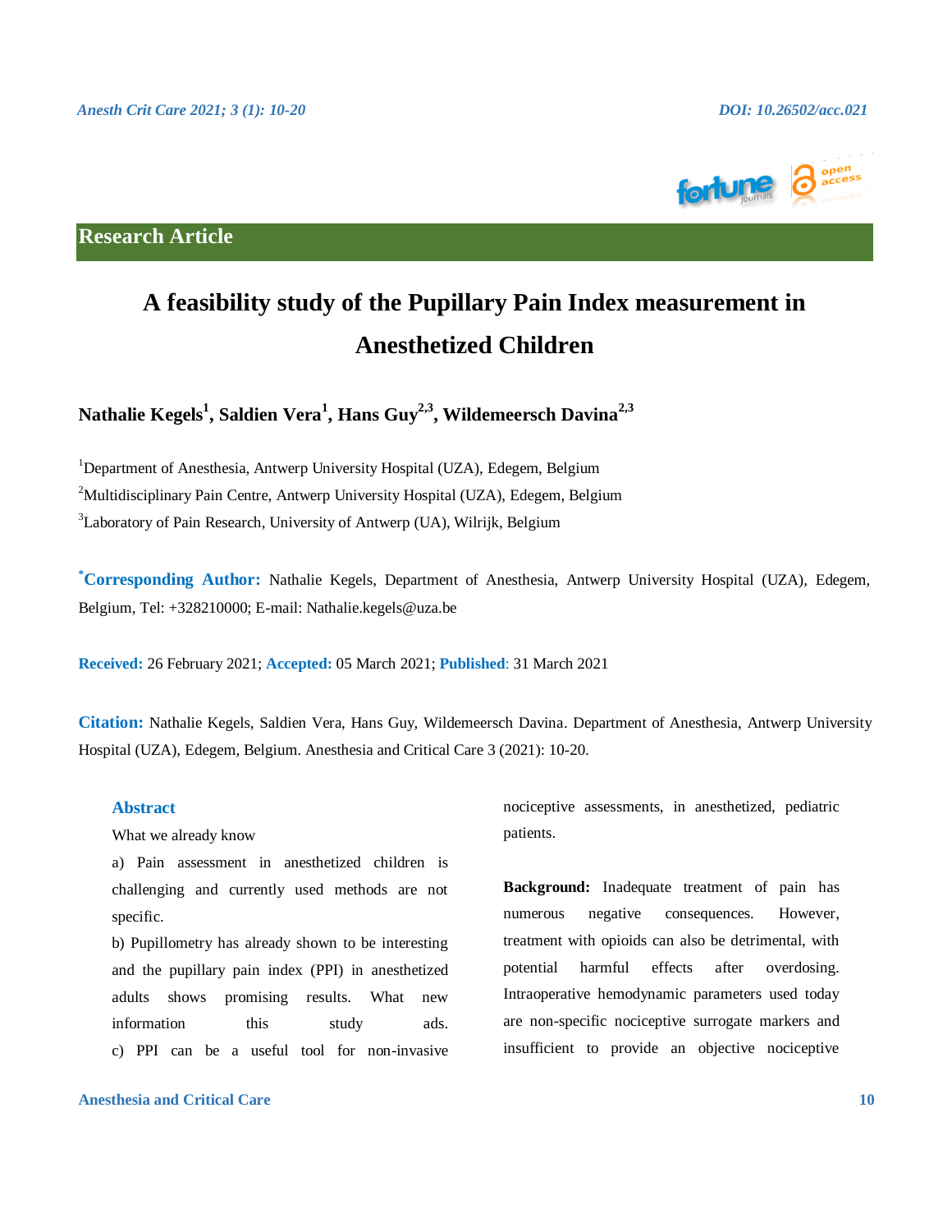**Research Article**

# A feasibility study of the Pupillary Pain Index measurement in Anesthetized Children

**Nathalie Kegels[1], Saldien Vera[1], Hans Guy[2,3], Wildemeersch Davina[2,3]**

[1]Department of Anesthesia, Antwerp University Hospital (UZA), Edegem, Belgium

[2]Multidisciplinary Pain Centre, Antwerp University Hospital (UZA), Edegem, Belgium

[3]Laboratory of Pain Research, University of Antwerp (UA), Wilrijk, Belgium

**[*]Corresponding Author:** Nathalie Kegels, Department of Anesthesia, Antwerp University Hospital (UZA), Edegem, Belgium, Tel: +328210000; E-mail: Nathalie.kegels@uza.be

**Received:** 26 February 2021; **Accepted:** 05 March 2021; **Published**: 31 March 2021

**Citation:** Nathalie Kegels, Saldien Vera, Hans Guy, Wildemeersch Davina. Department of Anesthesia, Antwerp University Hospital (UZA), Edegem, Belgium. Anesthesia and Critical Care 3 (2021): 10-20.

## Abstract

What we already know

a) Pain assessment in anesthetized children is challenging and currently used methods are not specific.

b) Pupillometry has already shown to be interesting and the pupillary pain index (PPI) in anesthetized adults shows promising results. What new information this study ads.

c) PPI can be a useful tool for non-invasive nociceptive assessments, in anesthetized, pediatric patients.

**Background:** Inadequate treatment of pain has numerous negative consequences. However, treatment with opioids can also be detrimental, with potential harmful effects after overdosing. Intraoperative hemodynamic parameters used today are non-specific nociceptive surrogate markers and insufficient to provide an objective nociceptive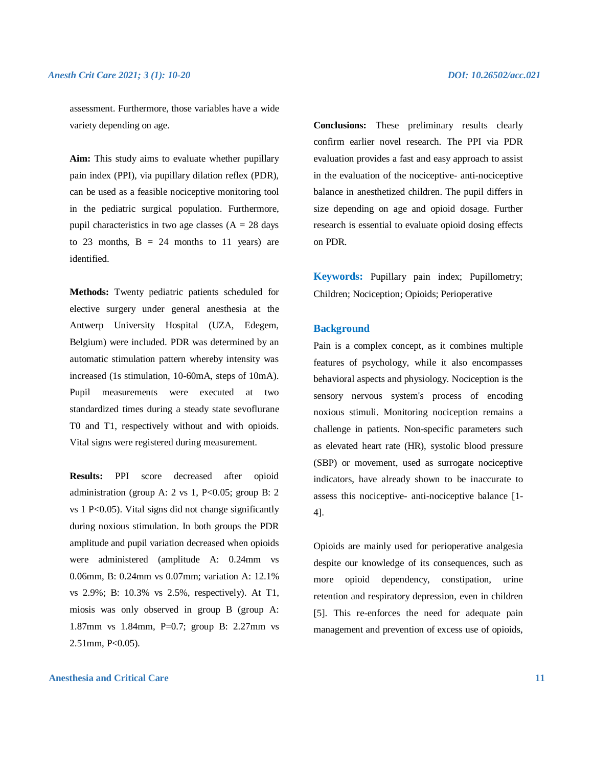assessment. Furthermore, those variables have a wide variety depending on age.

**Aim:** This study aims to evaluate whether pupillary pain index (PPI), via pupillary dilation reflex (PDR), can be used as a feasible nociceptive monitoring tool in the pediatric surgical population. Furthermore, pupil characteristics in two age classes (A = 28 days to 23 months, B = 24 months to 11 years) are identified.

**Methods:** Twenty pediatric patients scheduled for elective surgery under general anesthesia at the Antwerp University Hospital (UZA, Edegem, Belgium) were included. PDR was determined by an automatic stimulation pattern whereby intensity was increased (1s stimulation, 10-60mA, steps of 10mA). Pupil measurements were executed at two standardized times during a steady state sevoflurane T0 and T1, respectively without and with opioids. Vital signs were registered during measurement.

**Results:** PPI score decreased after opioid administration (group A: 2 vs 1, P<0.05; group B: 2 vs 1 P<0.05). Vital signs did not change significantly during noxious stimulation. In both groups the PDR amplitude and pupil variation decreased when opioids were administered (amplitude A: 0.24mm vs 0.06mm, B: 0.24mm vs 0.07mm; variation A: 12.1% vs 2.9%; B: 10.3% vs 2.5%, respectively). At T1, miosis was only observed in group B (group A: 1.87mm vs 1.84mm, P=0.7; group B: 2.27mm vs 2.51mm, P<0.05).

**Conclusions:** These preliminary results clearly confirm earlier novel research. The PPI via PDR evaluation provides a fast and easy approach to assist in the evaluation of the nociceptive- anti-nociceptive balance in anesthetized children. The pupil differs in size depending on age and opioid dosage. Further research is essential to evaluate opioid dosing effects on PDR.

**Keywords:** Pupillary pain index; Pupillometry; Children; Nociception; Opioids; Perioperative

## Background

Pain is a complex concept, as it combines multiple features of psychology, while it also encompasses behavioral aspects and physiology. Nociception is the sensory nervous system's process of encoding noxious stimuli. Monitoring nociception remains a challenge in patients. Non-specific parameters such as elevated heart rate (HR), systolic blood pressure (SBP) or movement, used as surrogate nociceptive indicators, have already shown to be inaccurate to assess this nociceptive- anti-nociceptive balance [1-4].

Opioids are mainly used for perioperative analgesia despite our knowledge of its consequences, such as more opioid dependency, constipation, urine retention and respiratory depression, even in children [5]. This re-enforces the need for adequate pain management and prevention of excess use of opioids,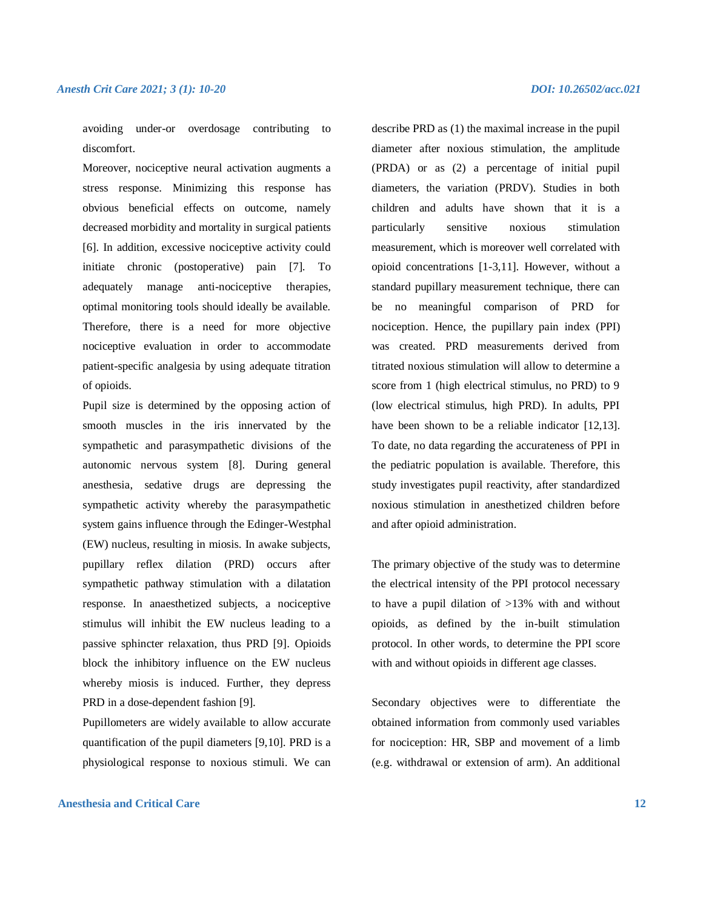avoiding under-or overdosage contributing to discomfort.

Moreover, nociceptive neural activation augments a stress response. Minimizing this response has obvious beneficial effects on outcome, namely decreased morbidity and mortality in surgical patients [6]. In addition, excessive nociceptive activity could initiate chronic (postoperative) pain [7]. To adequately manage anti-nociceptive therapies, optimal monitoring tools should ideally be available. Therefore, there is a need for more objective nociceptive evaluation in order to accommodate patient-specific analgesia by using adequate titration of opioids.

Pupil size is determined by the opposing action of smooth muscles in the iris innervated by the sympathetic and parasympathetic divisions of the autonomic nervous system [8]. During general anesthesia, sedative drugs are depressing the sympathetic activity whereby the parasympathetic system gains influence through the Edinger-Westphal (EW) nucleus, resulting in miosis. In awake subjects, pupillary reflex dilation (PRD) occurs after sympathetic pathway stimulation with a dilatation response. In anaesthetized subjects, a nociceptive stimulus will inhibit the EW nucleus leading to a passive sphincter relaxation, thus PRD [9]. Opioids block the inhibitory influence on the EW nucleus whereby miosis is induced. Further, they depress PRD in a dose-dependent fashion [9].

Pupillometers are widely available to allow accurate quantification of the pupil diameters [9,10]. PRD is a physiological response to noxious stimuli. We can describe PRD as (1) the maximal increase in the pupil diameter after noxious stimulation, the amplitude (PRDA) or as (2) a percentage of initial pupil diameters, the variation (PRDV). Studies in both children and adults have shown that it is a particularly sensitive noxious stimulation measurement, which is moreover well correlated with opioid concentrations [1-3,11]. However, without a standard pupillary measurement technique, there can be no meaningful comparison of PRD for nociception. Hence, the pupillary pain index (PPI) was created. PRD measurements derived from titrated noxious stimulation will allow to determine a score from 1 (high electrical stimulus, no PRD) to 9 (low electrical stimulus, high PRD). In adults, PPI have been shown to be a reliable indicator [12,13]. To date, no data regarding the accurateness of PPI in the pediatric population is available. Therefore, this study investigates pupil reactivity, after standardized noxious stimulation in anesthetized children before and after opioid administration.

The primary objective of the study was to determine the electrical intensity of the PPI protocol necessary to have a pupil dilation of >13% with and without opioids, as defined by the in-built stimulation protocol. In other words, to determine the PPI score with and without opioids in different age classes.

Secondary objectives were to differentiate the obtained information from commonly used variables for nociception: HR, SBP and movement of a limb (e.g. withdrawal or extension of arm). An additional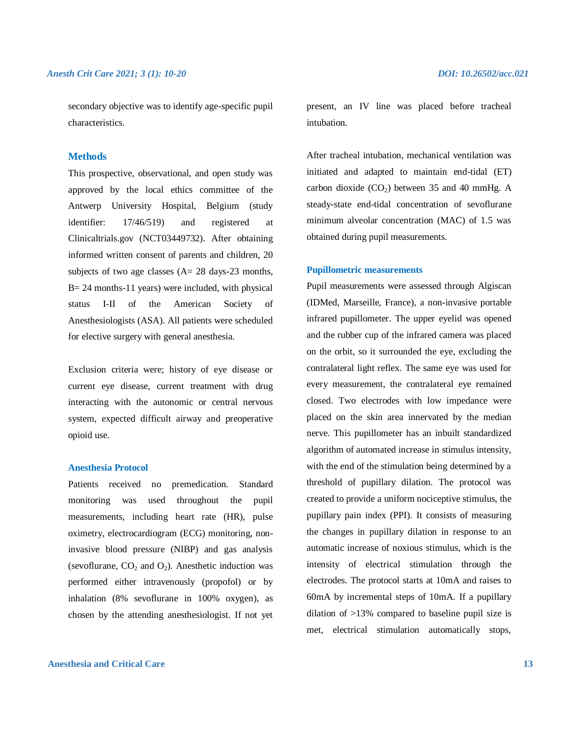secondary objective was to identify age-specific pupil characteristics.

## Methods

This prospective, observational, and open study was approved by the local ethics committee of the Antwerp University Hospital, Belgium (study identifier: 17/46/519) and registered at Clinicaltrials.gov (NCT03449732). After obtaining informed written consent of parents and children, 20 subjects of two age classes (A= 28 days-23 months, B= 24 months-11 years) were included, with physical status I-II of the American Society of Anesthesiologists (ASA). All patients were scheduled for elective surgery with general anesthesia.

Exclusion criteria were; history of eye disease or current eye disease, current treatment with drug interacting with the autonomic or central nervous system, expected difficult airway and preoperative opioid use.

### Anesthesia Protocol

Patients received no premedication. Standard monitoring was used throughout the pupil measurements, including heart rate (HR), pulse oximetry, electrocardiogram (ECG) monitoring, non-invasive blood pressure (NIBP) and gas analysis (sevoflurane, $CO_2$ and $O_2$). Anesthetic induction was performed either intravenously (propofol) or by inhalation (8% sevoflurane in 100% oxygen), as chosen by the attending anesthesiologist. If not yet present, an IV line was placed before tracheal intubation.

After tracheal intubation, mechanical ventilation was initiated and adapted to maintain end-tidal (ET) carbon dioxide ($CO_2$) between 35 and 40 mmHg. A steady-state end-tidal concentration of sevoflurane minimum alveolar concentration (MAC) of 1.5 was obtained during pupil measurements.

### Pupillometric measurements

Pupil measurements were assessed through Algiscan (IDMed, Marseille, France), a non-invasive portable infrared pupillometer. The upper eyelid was opened and the rubber cup of the infrared camera was placed on the orbit, so it surrounded the eye, excluding the contralateral light reflex. The same eye was used for every measurement, the contralateral eye remained closed. Two electrodes with low impedance were placed on the skin area innervated by the median nerve. This pupillometer has an inbuilt standardized algorithm of automated increase in stimulus intensity, with the end of the stimulation being determined by a threshold of pupillary dilation. The protocol was created to provide a uniform nociceptive stimulus, the pupillary pain index (PPI). It consists of measuring the changes in pupillary dilation in response to an automatic increase of noxious stimulus, which is the intensity of electrical stimulation through the electrodes. The protocol starts at 10mA and raises to 60mA by incremental steps of 10mA. If a pupillary dilation of >13% compared to baseline pupil size is met, electrical stimulation automatically stops,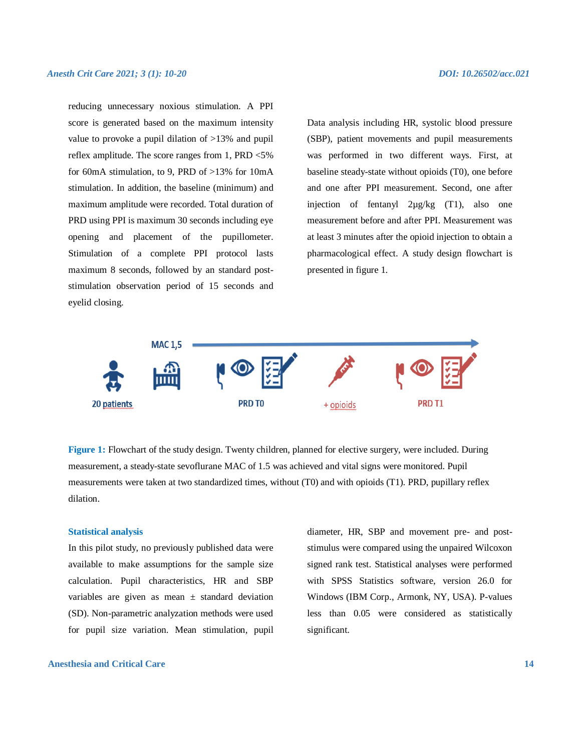reducing unnecessary noxious stimulation. A PPI score is generated based on the maximum intensity value to provoke a pupil dilation of >13% and pupil reflex amplitude. The score ranges from 1, PRD <5% for 60mA stimulation, to 9, PRD of >13% for 10mA stimulation. In addition, the baseline (minimum) and maximum amplitude were recorded. Total duration of PRD using PPI is maximum 30 seconds including eye opening and placement of the pupillometer. Stimulation of a complete PPI protocol lasts maximum 8 seconds, followed by an standard post-stimulation observation period of 15 seconds and eyelid closing.

Data analysis including HR, systolic blood pressure (SBP), patient movements and pupil measurements was performed in two different ways. First, at baseline steady-state without opioids (T0), one before and one after PPI measurement. Second, one after injection of fentanyl 2µg/kg (T1), also one measurement before and after PPI. Measurement was at least 3 minutes after the opioid injection to obtain a pharmacological effect. A study design flowchart is presented in figure 1.

MAC 1,5

20 patients PRD T0 + opioids PRD T1

**Figure 1:** Flowchart of the study design. Twenty children, planned for elective surgery, were included. During measurement, a steady-state sevoflurane MAC of 1.5 was achieved and vital signs were monitored. Pupil measurements were taken at two standardized times, without (T0) and with opioids (T1). PRD, pupillary reflex dilation.

## Statistical analysis

In this pilot study, no previously published data were available to make assumptions for the sample size calculation. Pupil characteristics, HR and SBP variables are given as mean ± standard deviation (SD). Non-parametric analyzation methods were used for pupil size variation. Mean stimulation, pupil diameter, HR, SBP and movement pre- and post-stimulus were compared using the unpaired Wilcoxon signed rank test. Statistical analyses were performed with SPSS Statistics software, version 26.0 for Windows (IBM Corp., Armonk, NY, USA). P-values less than 0.05 were considered as statistically significant.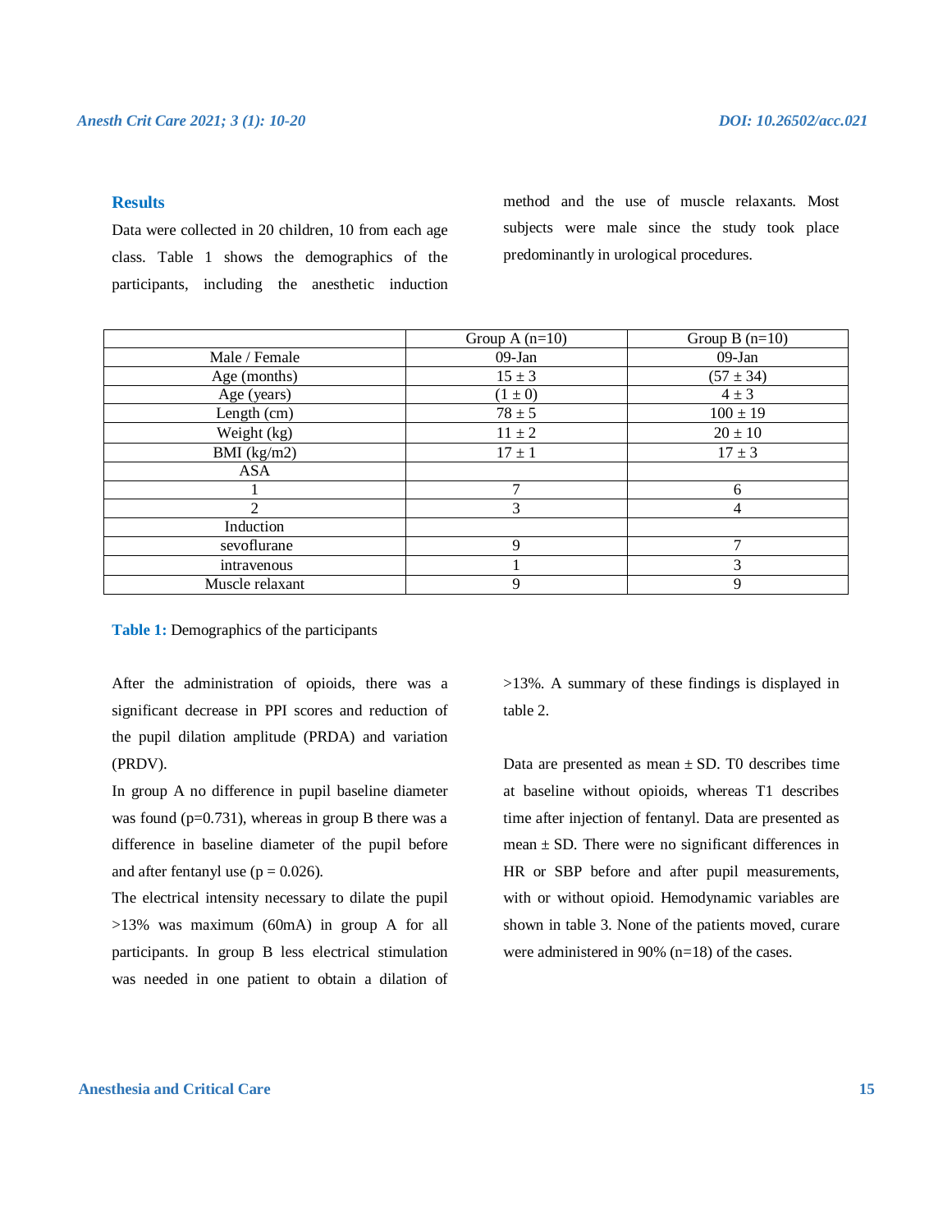## Results

Data were collected in 20 children, 10 from each age class. Table 1 shows the demographics of the participants, including the anesthetic induction method and the use of muscle relaxants. Most subjects were male since the study took place predominantly in urological procedures.

| | Group A (n=10) | Group B (n=10) |
|---|---|---|
| Male / Female | 09-Jan | 09-Jan |
| Age (months) | 15 ± 3 | (57 ± 34) |
| Age (years) | (1 ± 0) | 4 ± 3 |
| Length (cm) | 78 ± 5 | 100 ± 19 |
| Weight (kg) | 11 ± 2 | 20 ± 10 |
| BMI (kg/m2) | 17 ± 1 | 17 ± 3 |
| ASA | | |
| 1 | 7 | 6 |
| 2 | 3 | 4 |
| Induction | | |
| sevoflurane | 9 | 7 |
| intravenous | 1 | 3 |
| Muscle relaxant | 9 | 9 |

**Table 1:** Demographics of the participants

After the administration of opioids, there was a significant decrease in PPI scores and reduction of the pupil dilation amplitude (PRDA) and variation (PRDV).

In group A no difference in pupil baseline diameter was found (p=0.731), whereas in group B there was a difference in baseline diameter of the pupil before and after fentanyl use (p = 0.026).

The electrical intensity necessary to dilate the pupil >13% was maximum (60mA) in group A for all participants. In group B less electrical stimulation was needed in one patient to obtain a dilation of >13%. A summary of these findings is displayed in table 2.

Data are presented as mean ± SD. T0 describes time at baseline without opioids, whereas T1 describes time after injection of fentanyl. Data are presented as mean ± SD. There were no significant differences in HR or SBP before and after pupil measurements, with or without opioid. Hemodynamic variables are shown in table 3. None of the patients moved, curare were administered in 90% (n=18) of the cases.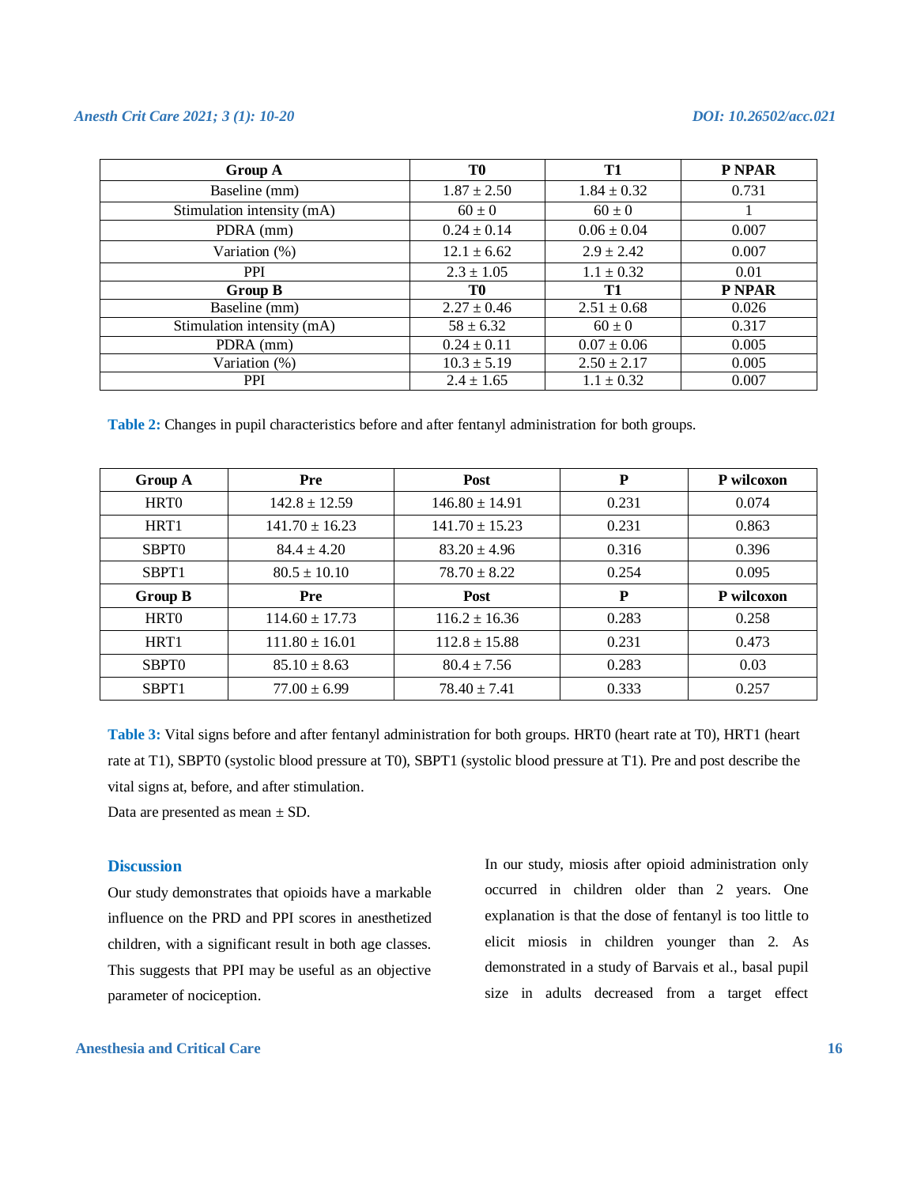| Group A | T0 | T1 | P NPAR |
|---|---|---|---|
| Baseline (mm) | 1.87 ± 2.50 | 1.84 ± 0.32 | 0.731 |
| Stimulation intensity (mA) | 60 ± 0 | 60 ± 0 | 1 |
| PDRA (mm) | 0.24 ± 0.14 | 0.06 ± 0.04 | 0.007 |
| Variation (%) | 12.1 ± 6.62 | 2.9 ± 2.42 | 0.007 |
| PPI | 2.3 ± 1.05 | 1.1 ± 0.32 | 0.01 |
| **Group B** | **T0** | **T1** | **P NPAR** |
| Baseline (mm) | 2.27 ± 0.46 | 2.51 ± 0.68 | 0.026 |
| Stimulation intensity (mA) | 58 ± 6.32 | 60 ± 0 | 0.317 |
| PDRA (mm) | 0.24 ± 0.11 | 0.07 ± 0.06 | 0.005 |
| Variation (%) | 10.3 ± 5.19 | 2.50 ± 2.17 | 0.005 |
| PPI | 2.4 ± 1.65 | 1.1 ± 0.32 | 0.007 |

**Table 2:** Changes in pupil characteristics before and after fentanyl administration for both groups.

| Group A | Pre | Post | P | P wilcoxon |
|---|---|---|---|---|
| HRT0 | 142.8 ± 12.59 | 146.80 ± 14.91 | 0.231 | 0.074 |
| HRT1 | 141.70 ± 16.23 | 141.70 ± 15.23 | 0.231 | 0.863 |
| SBPT0 | 84.4 ± 4.20 | 83.20 ± 4.96 | 0.316 | 0.396 |
| SBPT1 | 80.5 ± 10.10 | 78.70 ± 8.22 | 0.254 | 0.095 |
| **Group B** | **Pre** | **Post** | **P** | **P wilcoxon** |
| HRT0 | 114.60 ± 17.73 | 116.2 ± 16.36 | 0.283 | 0.258 |
| HRT1 | 111.80 ± 16.01 | 112.8 ± 15.88 | 0.231 | 0.473 |
| SBPT0 | 85.10 ± 8.63 | 80.4 ± 7.56 | 0.283 | 0.03 |
| SBPT1 | 77.00 ± 6.99 | 78.40 ± 7.41 | 0.333 | 0.257 |

**Table 3:** Vital signs before and after fentanyl administration for both groups. HRT0 (heart rate at T0), HRT1 (heart rate at T1), SBPT0 (systolic blood pressure at T0), SBPT1 (systolic blood pressure at T1). Pre and post describe the vital signs at, before, and after stimulation.

Data are presented as mean ± SD.

## Discussion

Our study demonstrates that opioids have a markable influence on the PRD and PPI scores in anesthetized children, with a significant result in both age classes. This suggests that PPI may be useful as an objective parameter of nociception.

In our study, miosis after opioid administration only occurred in children older than 2 years. One explanation is that the dose of fentanyl is too little to elicit miosis in children younger than 2. As demonstrated in a study of Barvais et al., basal pupil size in adults decreased from a target effect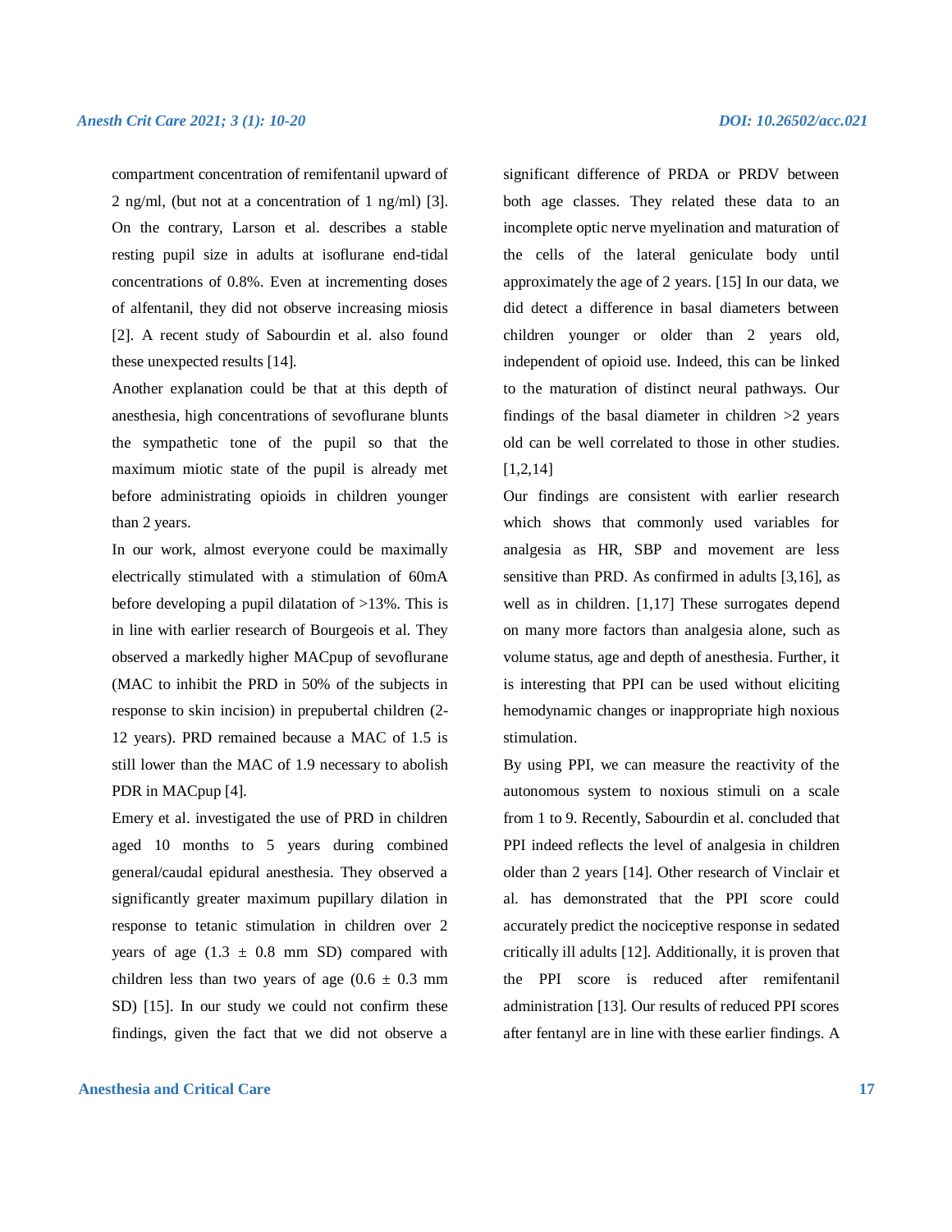compartment concentration of remifentanil upward of 2 ng/ml, (but not at a concentration of 1 ng/ml) [3]. On the contrary, Larson et al. describes a stable resting pupil size in adults at isoflurane end-tidal concentrations of 0.8%. Even at incrementing doses of alfentanil, they did not observe increasing miosis [2]. A recent study of Sabourdin et al. also found these unexpected results [14].

Another explanation could be that at this depth of anesthesia, high concentrations of sevoflurane blunts the sympathetic tone of the pupil so that the maximum miotic state of the pupil is already met before administrating opioids in children younger than 2 years.

In our work, almost everyone could be maximally electrically stimulated with a stimulation of 60mA before developing a pupil dilatation of >13%. This is in line with earlier research of Bourgeois et al. They observed a markedly higher MACpup of sevoflurane (MAC to inhibit the PRD in 50% of the subjects in response to skin incision) in prepubertal children (2-12 years). PRD remained because a MAC of 1.5 is still lower than the MAC of 1.9 necessary to abolish PDR in MACpup [4].

Emery et al. investigated the use of PRD in children aged 10 months to 5 years during combined general/caudal epidural anesthesia. They observed a significantly greater maximum pupillary dilation in response to tetanic stimulation in children over 2 years of age ($1.3 \pm 0.8$ mm SD) compared with children less than two years of age ($0.6 \pm 0.3$ mm SD) [15]. In our study we could not confirm these findings, given the fact that we did not observe a significant difference of PRDA or PRDV between both age classes. They related these data to an incomplete optic nerve myelination and maturation of the cells of the lateral geniculate body until approximately the age of 2 years. [15] In our data, we did detect a difference in basal diameters between children younger or older than 2 years old, independent of opioid use. Indeed, this can be linked to the maturation of distinct neural pathways. Our findings of the basal diameter in children >2 years old can be well correlated to those in other studies. [1,2,14]

Our findings are consistent with earlier research which shows that commonly used variables for analgesia as HR, SBP and movement are less sensitive than PRD. As confirmed in adults [3,16], as well as in children. [1,17] These surrogates depend on many more factors than analgesia alone, such as volume status, age and depth of anesthesia. Further, it is interesting that PPI can be used without eliciting hemodynamic changes or inappropriate high noxious stimulation.

By using PPI, we can measure the reactivity of the autonomous system to noxious stimuli on a scale from 1 to 9. Recently, Sabourdin et al. concluded that PPI indeed reflects the level of analgesia in children older than 2 years [14]. Other research of Vinclair et al. has demonstrated that the PPI score could accurately predict the nociceptive response in sedated critically ill adults [12]. Additionally, it is proven that the PPI score is reduced after remifentanil administration [13]. Our results of reduced PPI scores after fentanyl are in line with these earlier findings. A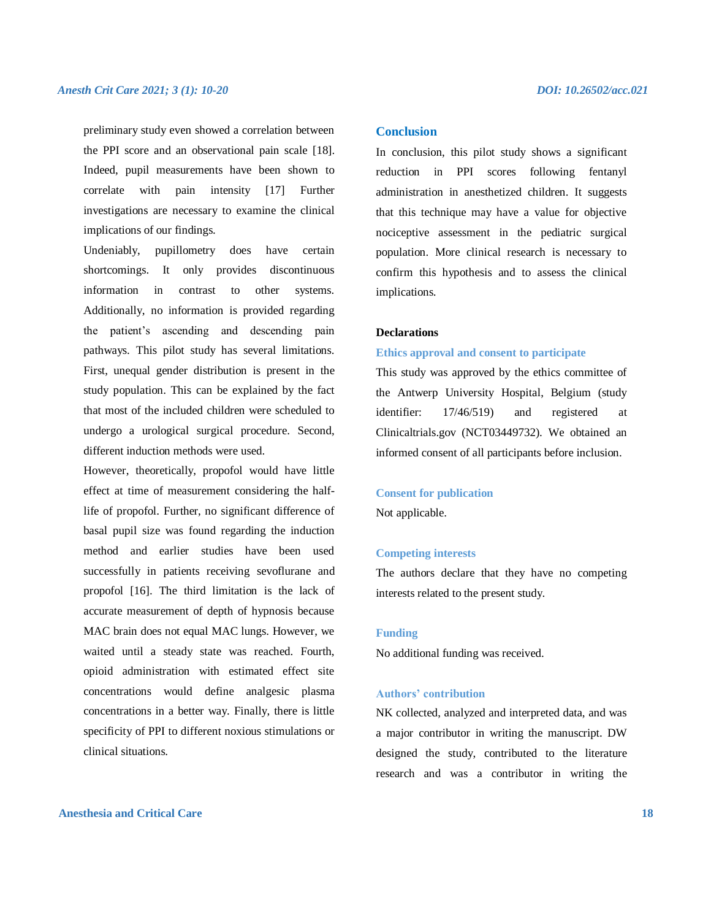preliminary study even showed a correlation between the PPI score and an observational pain scale [18]. Indeed, pupil measurements have been shown to correlate with pain intensity [17] Further investigations are necessary to examine the clinical implications of our findings.

Undeniably, pupillometry does have certain shortcomings. It only provides discontinuous information in contrast to other systems. Additionally, no information is provided regarding the patient's ascending and descending pain pathways. This pilot study has several limitations. First, unequal gender distribution is present in the study population. This can be explained by the fact that most of the included children were scheduled to undergo a urological surgical procedure. Second, different induction methods were used.

However, theoretically, propofol would have little effect at time of measurement considering the half-life of propofol. Further, no significant difference of basal pupil size was found regarding the induction method and earlier studies have been used successfully in patients receiving sevoflurane and propofol [16]. The third limitation is the lack of accurate measurement of depth of hypnosis because MAC brain does not equal MAC lungs. However, we waited until a steady state was reached. Fourth, opioid administration with estimated effect site concentrations would define analgesic plasma concentrations in a better way. Finally, there is little specificity of PPI to different noxious stimulations or clinical situations.

## Conclusion

In conclusion, this pilot study shows a significant reduction in PPI scores following fentanyl administration in anesthetized children. It suggests that this technique may have a value for objective nociceptive assessment in the pediatric surgical population. More clinical research is necessary to confirm this hypothesis and to assess the clinical implications.

**Declarations**

### Ethics approval and consent to participate

This study was approved by the ethics committee of the Antwerp University Hospital, Belgium (study identifier: 17/46/519) and registered at Clinicaltrials.gov (NCT03449732). We obtained an informed consent of all participants before inclusion.

### Consent for publication

Not applicable.

### Competing interests

The authors declare that they have no competing interests related to the present study.

### Funding

No additional funding was received.

### Authors' contribution

NK collected, analyzed and interpreted data, and was a major contributor in writing the manuscript. DW designed the study, contributed to the literature research and was a contributor in writing the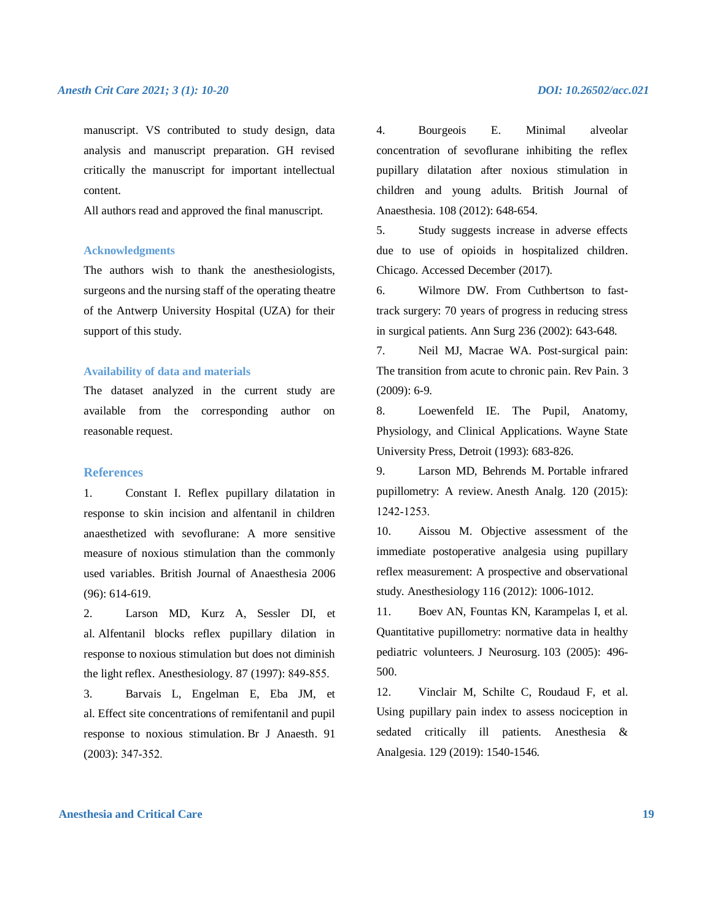manuscript. VS contributed to study design, data analysis and manuscript preparation. GH revised critically the manuscript for important intellectual content.

All authors read and approved the final manuscript.

## Acknowledgments

The authors wish to thank the anesthesiologists, surgeons and the nursing staff of the operating theatre of the Antwerp University Hospital (UZA) for their support of this study.

## Availability of data and materials

The dataset analyzed in the current study are available from the corresponding author on reasonable request.

## References

1. Constant I. Reflex pupillary dilatation in response to skin incision and alfentanil in children anaesthetized with sevoflurane: A more sensitive measure of noxious stimulation than the commonly used variables. British Journal of Anaesthesia 2006 (96): 614-619.
2. Larson MD, Kurz A, Sessler DI, et al. Alfentanil blocks reflex pupillary dilation in response to noxious stimulation but does not diminish the light reflex. Anesthesiology. 87 (1997): 849-855.
3. Barvais L, Engelman E, Eba JM, et al. Effect site concentrations of remifentanil and pupil response to noxious stimulation. Br J Anaesth. 91 (2003): 347-352.
4. Bourgeois E. Minimal alveolar concentration of sevoflurane inhibiting the reflex pupillary dilatation after noxious stimulation in children and young adults. British Journal of Anaesthesia. 108 (2012): 648-654.
5. Study suggests increase in adverse effects due to use of opioids in hospitalized children. Chicago. Accessed December (2017).
6. Wilmore DW. From Cuthbertson to fast-track surgery: 70 years of progress in reducing stress in surgical patients. Ann Surg 236 (2002): 643-648.
7. Neil MJ, Macrae WA. Post-surgical pain: The transition from acute to chronic pain. Rev Pain. 3 (2009): 6-9.
8. Loewenfeld IE. The Pupil, Anatomy, Physiology, and Clinical Applications. Wayne State University Press, Detroit (1993): 683-826.
9. Larson MD, Behrends M. Portable infrared pupillometry: A review. Anesth Analg. 120 (2015): 1242-1253.
10. Aissou M. Objective assessment of the immediate postoperative analgesia using pupillary reflex measurement: A prospective and observational study. Anesthesiology 116 (2012): 1006-1012.
11. Boev AN, Fountas KN, Karampelas I, et al. Quantitative pupillometry: normative data in healthy pediatric volunteers. J Neurosurg. 103 (2005): 496-500.
12. Vinclair M, Schilte C, Roudaud F, et al. Using pupillary pain index to assess nociception in sedated critically ill patients. Anesthesia & Analgesia. 129 (2019): 1540-1546.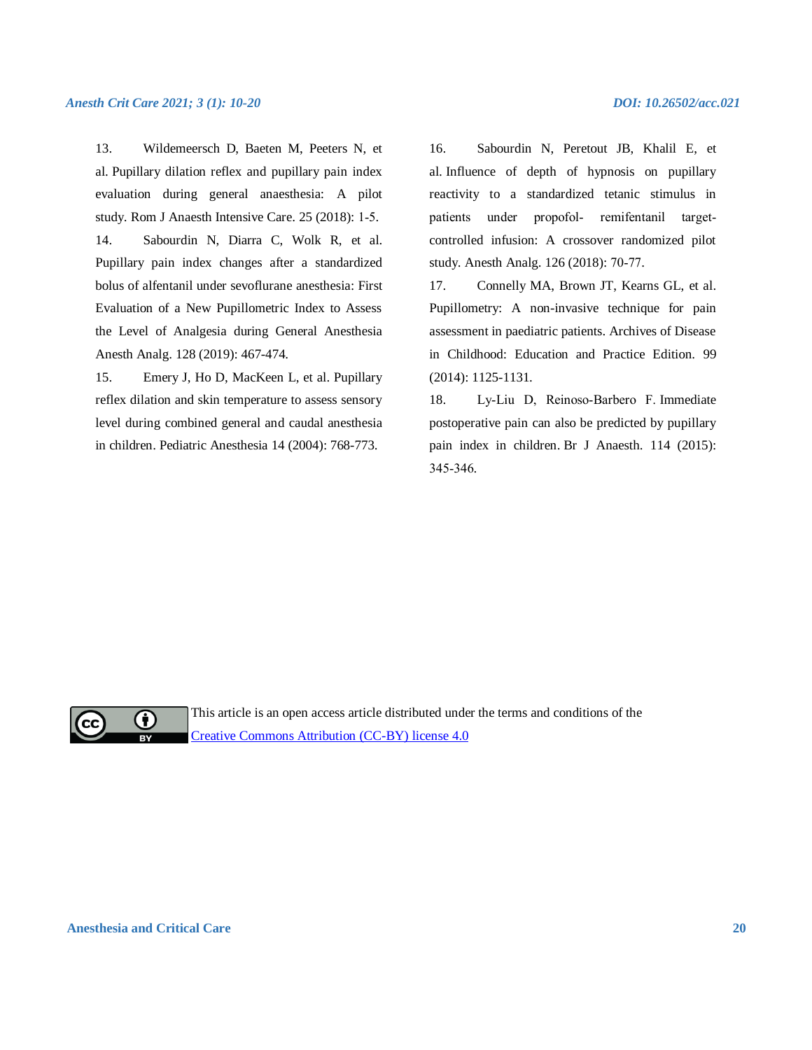13. Wildemeersch D, Baeten M, Peeters N, et al. Pupillary dilation reflex and pupillary pain index evaluation during general anaesthesia: A pilot study. Rom J Anaesth Intensive Care. 25 (2018): 1-5.

14. Sabourdin N, Diarra C, Wolk R, et al. Pupillary pain index changes after a standardized bolus of alfentanil under sevoflurane anesthesia: First Evaluation of a New Pupillometric Index to Assess the Level of Analgesia during General Anesthesia Anesth Analg. 128 (2019): 467-474.

15. Emery J, Ho D, MacKeen L, et al. Pupillary reflex dilation and skin temperature to assess sensory level during combined general and caudal anesthesia in children. Pediatric Anesthesia 14 (2004): 768-773.

16. Sabourdin N, Peretout JB, Khalil E, et al. Influence of depth of hypnosis on pupillary reactivity to a standardized tetanic stimulus in patients under propofol- remifentanil target-controlled infusion: A crossover randomized pilot study. Anesth Analg. 126 (2018): 70-77.

17. Connelly MA, Brown JT, Kearns GL, et al. Pupillometry: A non-invasive technique for pain assessment in paediatric patients. Archives of Disease in Childhood: Education and Practice Edition. 99 (2014): 1125-1131.

18. Ly-Liu D, Reinoso-Barbero F. Immediate postoperative pain can also be predicted by pupillary pain index in children. Br J Anaesth. 114 (2015): 345-346.

This article is an open access article distributed under the terms and conditions of the [Creative Commons Attribution (CC-BY) license 4.0]